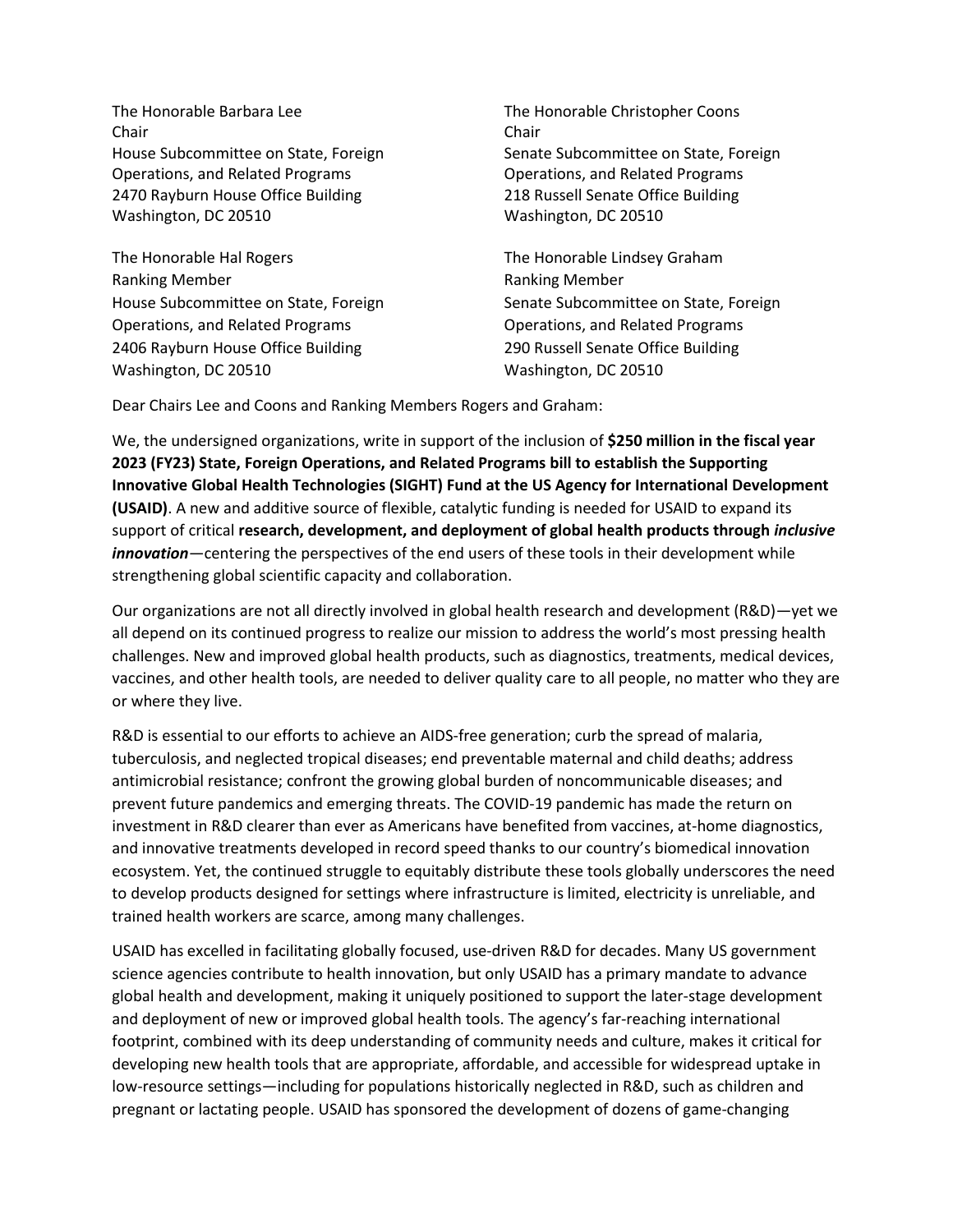The Honorable Barbara Lee
Chair
House Subcommittee on State, Foreign Operations, and Related Programs
2470 Rayburn House Office Building
Washington, DC 20510

The Honorable Christopher Coons
Chair
Senate Subcommittee on State, Foreign Operations, and Related Programs
218 Russell Senate Office Building
Washington, DC 20510

The Honorable Hal Rogers
Ranking Member
House Subcommittee on State, Foreign Operations, and Related Programs
2406 Rayburn House Office Building
Washington, DC 20510

The Honorable Lindsey Graham
Ranking Member
Senate Subcommittee on State, Foreign Operations, and Related Programs
290 Russell Senate Office Building
Washington, DC 20510

Dear Chairs Lee and Coons and Ranking Members Rogers and Graham:

We, the undersigned organizations, write in support of the inclusion of **$250 million in the fiscal year 2023 (FY23) State, Foreign Operations, and Related Programs bill to establish the Supporting Innovative Global Health Technologies (SIGHT) Fund at the US Agency for International Development (USAID)**. A new and additive source of flexible, catalytic funding is needed for USAID to expand its support of critical **research, development, and deployment of global health products through *inclusive innovation***—centering the perspectives of the end users of these tools in their development while strengthening global scientific capacity and collaboration.

Our organizations are not all directly involved in global health research and development (R&D)—yet we all depend on its continued progress to realize our mission to address the world's most pressing health challenges. New and improved global health products, such as diagnostics, treatments, medical devices, vaccines, and other health tools, are needed to deliver quality care to all people, no matter who they are or where they live.

R&D is essential to our efforts to achieve an AIDS-free generation; curb the spread of malaria, tuberculosis, and neglected tropical diseases; end preventable maternal and child deaths; address antimicrobial resistance; confront the growing global burden of noncommunicable diseases; and prevent future pandemics and emerging threats. The COVID-19 pandemic has made the return on investment in R&D clearer than ever as Americans have benefited from vaccines, at-home diagnostics, and innovative treatments developed in record speed thanks to our country's biomedical innovation ecosystem. Yet, the continued struggle to equitably distribute these tools globally underscores the need to develop products designed for settings where infrastructure is limited, electricity is unreliable, and trained health workers are scarce, among many challenges.

USAID has excelled in facilitating globally focused, use-driven R&D for decades. Many US government science agencies contribute to health innovation, but only USAID has a primary mandate to advance global health and development, making it uniquely positioned to support the later-stage development and deployment of new or improved global health tools. The agency's far-reaching international footprint, combined with its deep understanding of community needs and culture, makes it critical for developing new health tools that are appropriate, affordable, and accessible for widespread uptake in low-resource settings—including for populations historically neglected in R&D, such as children and pregnant or lactating people. USAID has sponsored the development of dozens of game-changing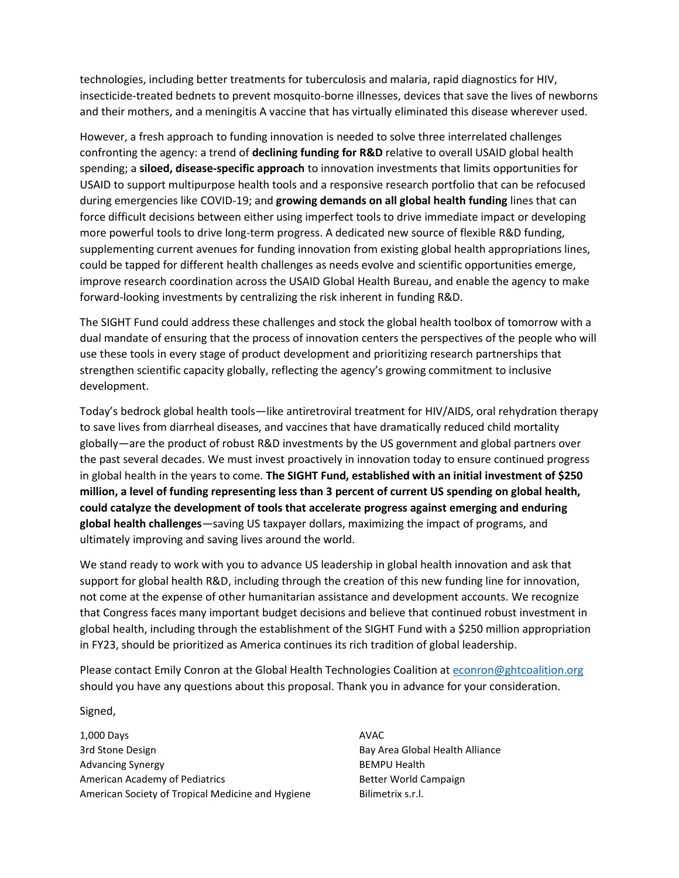technologies, including better treatments for tuberculosis and malaria, rapid diagnostics for HIV, insecticide-treated bednets to prevent mosquito-borne illnesses, devices that save the lives of newborns and their mothers, and a meningitis A vaccine that has virtually eliminated this disease wherever used.

However, a fresh approach to funding innovation is needed to solve three interrelated challenges confronting the agency: a trend of **declining funding for R&D** relative to overall USAID global health spending; a **siloed, disease-specific approach** to innovation investments that limits opportunities for USAID to support multipurpose health tools and a responsive research portfolio that can be refocused during emergencies like COVID-19; and **growing demands on all global health funding** lines that can force difficult decisions between either using imperfect tools to drive immediate impact or developing more powerful tools to drive long-term progress. A dedicated new source of flexible R&D funding, supplementing current avenues for funding innovation from existing global health appropriations lines, could be tapped for different health challenges as needs evolve and scientific opportunities emerge, improve research coordination across the USAID Global Health Bureau, and enable the agency to make forward-looking investments by centralizing the risk inherent in funding R&D.

The SIGHT Fund could address these challenges and stock the global health toolbox of tomorrow with a dual mandate of ensuring that the process of innovation centers the perspectives of the people who will use these tools in every stage of product development and prioritizing research partnerships that strengthen scientific capacity globally, reflecting the agency's growing commitment to inclusive development.

Today's bedrock global health tools—like antiretroviral treatment for HIV/AIDS, oral rehydration therapy to save lives from diarrheal diseases, and vaccines that have dramatically reduced child mortality globally—are the product of robust R&D investments by the US government and global partners over the past several decades. We must invest proactively in innovation today to ensure continued progress in global health in the years to come. **The SIGHT Fund, established with an initial investment of $250 million, a level of funding representing less than 3 percent of current US spending on global health, could catalyze the development of tools that accelerate progress against emerging and enduring global health challenges**—saving US taxpayer dollars, maximizing the impact of programs, and ultimately improving and saving lives around the world.

We stand ready to work with you to advance US leadership in global health innovation and ask that support for global health R&D, including through the creation of this new funding line for innovation, not come at the expense of other humanitarian assistance and development accounts. We recognize that Congress faces many important budget decisions and believe that continued robust investment in global health, including through the establishment of the SIGHT Fund with a $250 million appropriation in FY23, should be prioritized as America continues its rich tradition of global leadership.

Please contact Emily Conron at the Global Health Technologies Coalition at econron@ghtcoalition.org should you have any questions about this proposal. Thank you in advance for your consideration.

Signed,

1,000 Days
3rd Stone Design
Advancing Synergy
American Academy of Pediatrics
American Society of Tropical Medicine and Hygiene
AVAC
Bay Area Global Health Alliance
BEMPU Health
Better World Campaign
Bilimetrix s.r.l.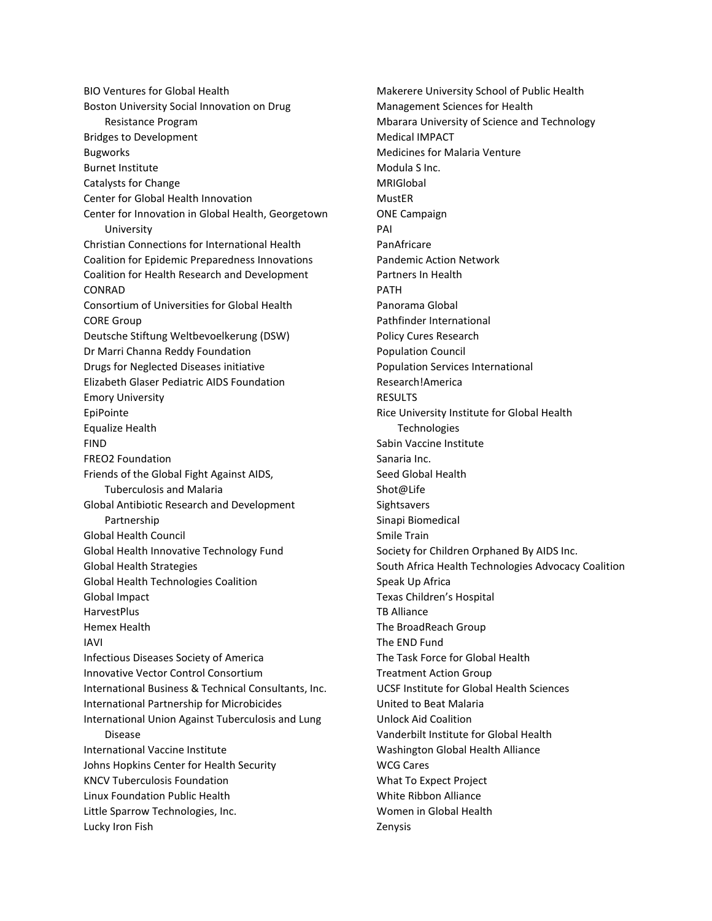BIO Ventures for Global Health
Boston University Social Innovation on Drug Resistance Program
Bridges to Development
Bugworks
Burnet Institute
Catalysts for Change
Center for Global Health Innovation
Center for Innovation in Global Health, Georgetown University
Christian Connections for International Health
Coalition for Epidemic Preparedness Innovations
Coalition for Health Research and Development
CONRAD
Consortium of Universities for Global Health
CORE Group
Deutsche Stiftung Weltbevoelkerung (DSW)
Dr Marri Channa Reddy Foundation
Drugs for Neglected Diseases initiative
Elizabeth Glaser Pediatric AIDS Foundation
Emory University
EpiPointe
Equalize Health
FIND
FREO2 Foundation
Friends of the Global Fight Against AIDS, Tuberculosis and Malaria
Global Antibiotic Research and Development Partnership
Global Health Council
Global Health Innovative Technology Fund
Global Health Strategies
Global Health Technologies Coalition
Global Impact
HarvestPlus
Hemex Health
IAVI
Infectious Diseases Society of America
Innovative Vector Control Consortium
International Business & Technical Consultants, Inc.
International Partnership for Microbicides
International Union Against Tuberculosis and Lung Disease
International Vaccine Institute
Johns Hopkins Center for Health Security
KNCV Tuberculosis Foundation
Linux Foundation Public Health
Little Sparrow Technologies, Inc.
Lucky Iron Fish
Makerere University School of Public Health
Management Sciences for Health
Mbarara University of Science and Technology
Medical IMPACT
Medicines for Malaria Venture
Modula S Inc.
MRIGlobal
MustER
ONE Campaign
PAI
PanAfricare
Pandemic Action Network
Partners In Health
PATH
Panorama Global
Pathfinder International
Policy Cures Research
Population Council
Population Services International
Research!America
RESULTS
Rice University Institute for Global Health Technologies
Sabin Vaccine Institute
Sanaria Inc.
Seed Global Health
Shot@Life
Sightsavers
Sinapi Biomedical
Smile Train
Society for Children Orphaned By AIDS Inc.
South Africa Health Technologies Advocacy Coalition
Speak Up Africa
Texas Children's Hospital
TB Alliance
The BroadReach Group
The END Fund
The Task Force for Global Health
Treatment Action Group
UCSF Institute for Global Health Sciences
United to Beat Malaria
Unlock Aid Coalition
Vanderbilt Institute for Global Health
Washington Global Health Alliance
WCG Cares
What To Expect Project
White Ribbon Alliance
Women in Global Health
Zenysis